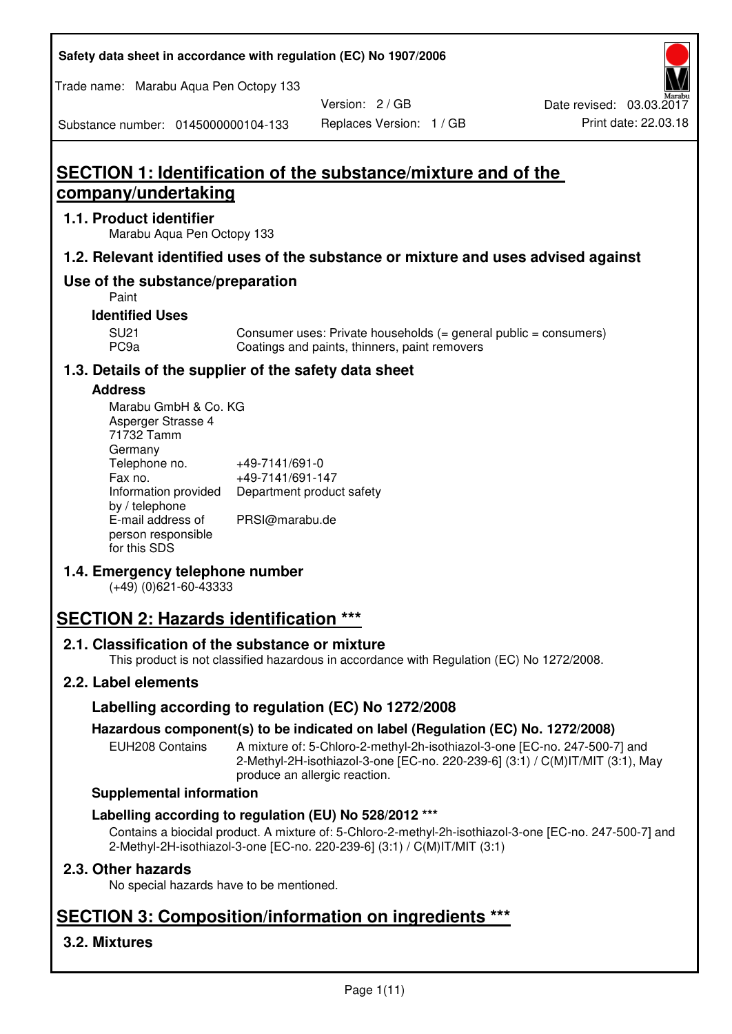## SECTION 1: Identification of the substance/mixture and of the company/undertaking

### 1.1. Product identifier

Marabu Aqua Pen Octopy 133

### 1.2. Relevant identified uses of the substance or mixture and uses advised against

### Use of the substance/preparation

Paint

**Identified Uses**

| | |
|---|---|
| SU21 | Consumer uses: Private households (= general public = consumers) |
| PC9a | Coatings and paints, thinners, paint removers |

### 1.3. Details of the supplier of the safety data sheet

**Address**

Marabu GmbH & Co. KG
Asperger Strasse 4
71732 Tamm
Germany

| | |
|---|---|
| Telephone no. | +49-7141/691-0 |
| Fax no. | +49-7141/691-147 |
| Information provided by / telephone | Department product safety |
| E-mail address of person responsible for this SDS | PRSI@marabu.de |

### 1.4. Emergency telephone number

(+49) (0)621-60-43333

## SECTION 2: Hazards identification ***

### 2.1. Classification of the substance or mixture

This product is not classified hazardous in accordance with Regulation (EC) No 1272/2008.

### 2.2. Label elements

### Labelling according to regulation (EC) No 1272/2008

**Hazardous component(s) to be indicated on label (Regulation (EC) No. 1272/2008)**

EUH208 Contains: A mixture of: 5-Chloro-2-methyl-2h-isothiazol-3-one [EC-no. 247-500-7] and 2-Methyl-2H-isothiazol-3-one [EC-no. 220-239-6] (3:1) / C(M)IT/MIT (3:1), May produce an allergic reaction.

**Supplemental information**

**Labelling according to regulation (EU) No 528/2012 *****

Contains a biocidal product. A mixture of: 5-Chloro-2-methyl-2h-isothiazol-3-one [EC-no. 247-500-7] and 2-Methyl-2H-isothiazol-3-one [EC-no. 220-239-6] (3:1) / C(M)IT/MIT (3:1)

### 2.3. Other hazards

No special hazards have to be mentioned.

## SECTION 3: Composition/information on ingredients ***

### 3.2. Mixtures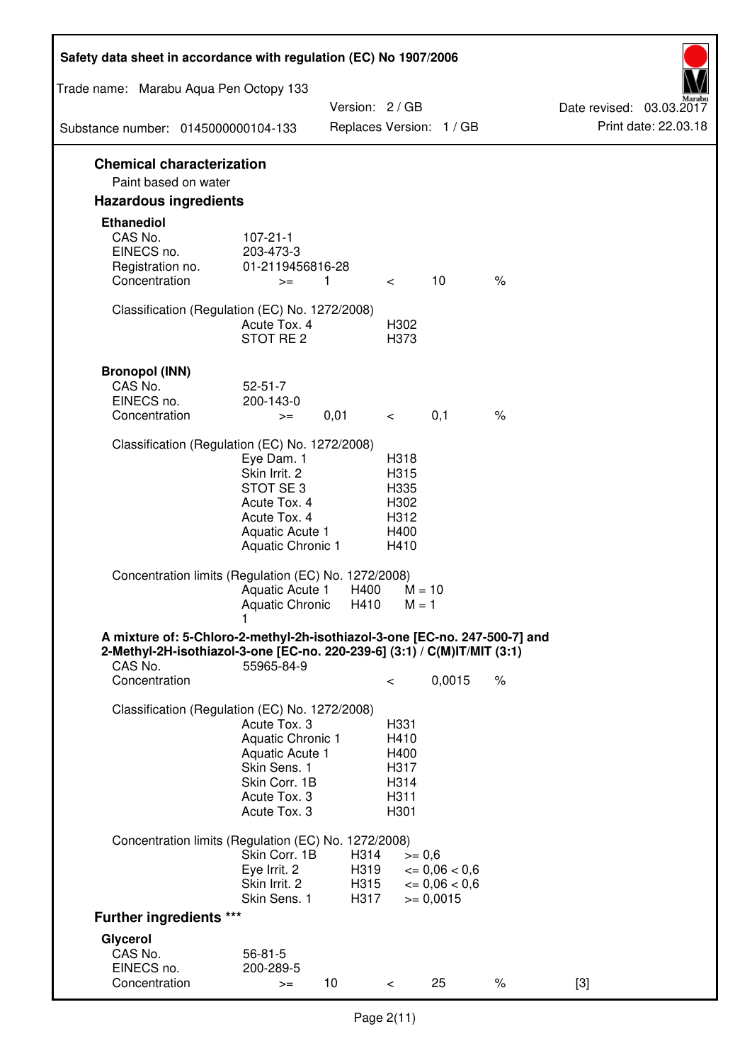## Chemical characterization

Paint based on water

## Hazardous ingredients

### Ethanediol

| | | | | | |
|---|---|---|---|---|---|
| CAS No. | 107-21-1 | | | | |
| EINECS no. | 203-473-3 | | | | |
| Registration no. | 01-2119456816-28 | | | | |
| Concentration | >= | 1 | < | 10 | % |

Classification (Regulation (EC) No. 1272/2008)

| | |
|---|---|
| Acute Tox. 4 | H302 |
| STOT RE 2 | H373 |

### Bronopol (INN)

| | | | | | |
|---|---|---|---|---|---|
| CAS No. | 52-51-7 | | | | |
| EINECS no. | 200-143-0 | | | | |
| Concentration | >= | 0,01 | < | 0,1 | % |

Classification (Regulation (EC) No. 1272/2008)

| | |
|---|---|
| Eye Dam. 1 | H318 |
| Skin Irrit. 2 | H315 |
| STOT SE 3 | H335 |
| Acute Tox. 4 | H302 |
| Acute Tox. 4 | H312 |
| Aquatic Acute 1 | H400 |
| Aquatic Chronic 1 | H410 |

Concentration limits (Regulation (EC) No. 1272/2008)

| | | |
|---|---|---|
| Aquatic Acute 1 | H400 | M = 10 |
| Aquatic Chronic 1 | H410 | M = 1 |

### A mixture of: 5-Chloro-2-methyl-2h-isothiazol-3-one [EC-no. 247-500-7] and 2-Methyl-2H-isothiazol-3-one [EC-no. 220-239-6] (3:1) / C(M)IT/MIT (3:1)

| | | | | | |
|---|---|---|---|---|---|
| CAS No. | 55965-84-9 | | | | |
| Concentration | | | < | 0,0015 | % |

Classification (Regulation (EC) No. 1272/2008)

| | |
|---|---|
| Acute Tox. 3 | H331 |
| Aquatic Chronic 1 | H410 |
| Aquatic Acute 1 | H400 |
| Skin Sens. 1 | H317 |
| Skin Corr. 1B | H314 |
| Acute Tox. 3 | H311 |
| Acute Tox. 3 | H301 |

Concentration limits (Regulation (EC) No. 1272/2008)

| | | |
|---|---|---|
| Skin Corr. 1B | H314 | >= 0,6 |
| Eye Irrit. 2 | H319 | <= 0,06 < 0,6 |
| Skin Irrit. 2 | H315 | <= 0,06 < 0,6 |
| Skin Sens. 1 | H317 | >= 0,0015 |

## Further ingredients ***

### Glycerol

| | | | | | | |
|---|---|---|---|---|---|---|
| CAS No. | 56-81-5 | | | | | |
| EINECS no. | 200-289-5 | | | | | |
| Concentration | >= | 10 | < | 25 | % | [3] |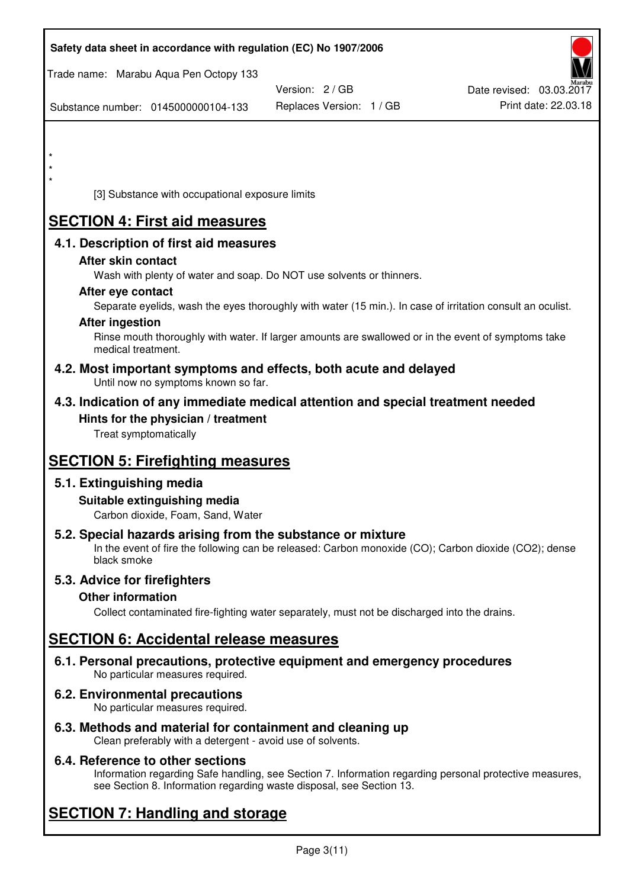*
*
*

[3] Substance with occupational exposure limits

# SECTION 4: First aid measures

## 4.1. Description of first aid measures

### After skin contact

Wash with plenty of water and soap. Do NOT use solvents or thinners.

### After eye contact

Separate eyelids, wash the eyes thoroughly with water (15 min.). In case of irritation consult an oculist.

### After ingestion

Rinse mouth thoroughly with water. If larger amounts are swallowed or in the event of symptoms take medical treatment.

## 4.2. Most important symptoms and effects, both acute and delayed

Until now no symptoms known so far.

## 4.3. Indication of any immediate medical attention and special treatment needed

### Hints for the physician / treatment

Treat symptomatically

# SECTION 5: Firefighting measures

## 5.1. Extinguishing media

### Suitable extinguishing media

Carbon dioxide, Foam, Sand, Water

## 5.2. Special hazards arising from the substance or mixture

In the event of fire the following can be released: Carbon monoxide (CO); Carbon dioxide ($CO_2$); dense black smoke

## 5.3. Advice for firefighters

### Other information

Collect contaminated fire-fighting water separately, must not be discharged into the drains.

# SECTION 6: Accidental release measures

## 6.1. Personal precautions, protective equipment and emergency procedures

No particular measures required.

## 6.2. Environmental precautions

No particular measures required.

## 6.3. Methods and material for containment and cleaning up

Clean preferably with a detergent - avoid use of solvents.

## 6.4. Reference to other sections

Information regarding Safe handling, see Section 7. Information regarding personal protective measures, see Section 8. Information regarding waste disposal, see Section 13.

# SECTION 7: Handling and storage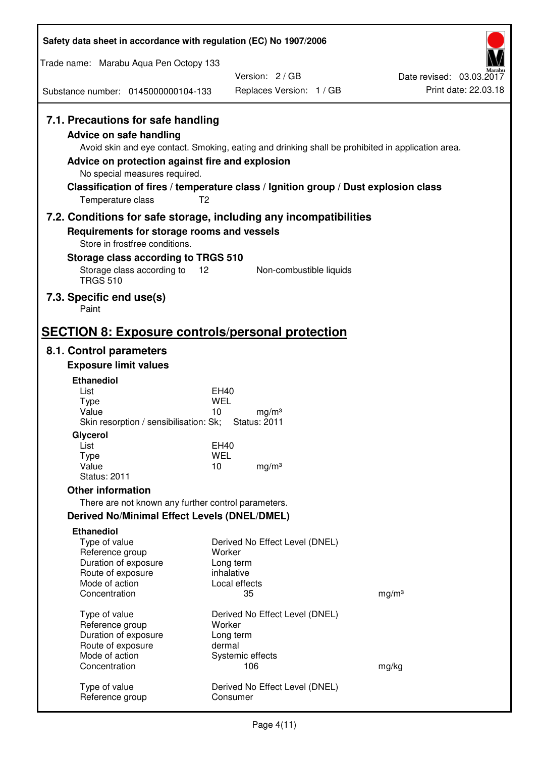## 7.1. Precautions for safe handling

### Advice on safe handling

Avoid skin and eye contact. Smoking, eating and drinking shall be prohibited in application area.

### Advice on protection against fire and explosion

No special measures required.

### Classification of fires / temperature class / Ignition group / Dust explosion class

| | |
|---|---|
| Temperature class | T2 |

## 7.2. Conditions for safe storage, including any incompatibilities

### Requirements for storage rooms and vessels

Store in frostfree conditions.

### Storage class according to TRGS 510

| | | |
|---|---|---|
| Storage class according to TRGS 510 | 12 | Non-combustible liquids |

## 7.3. Specific end use(s)

Paint

# SECTION 8: Exposure controls/personal protection

## 8.1. Control parameters

### Exposure limit values

**Ethanediol**

| | | |
|---|---|---|
| List | EH40 | |
| Type | WEL | |
| Value | 10 | mg/m³ |
| Skin resorption / sensibilisation: Sk; | Status: 2011 | |

**Glycerol**

| | | |
|---|---|---|
| List | EH40 | |
| Type | WEL | |
| Value | 10 | mg/m³ |
| Status: 2011 | | |

### Other information

There are not known any further control parameters.

### Derived No/Minimal Effect Levels (DNEL/DMEL)

**Ethanediol**

| | | |
|---|---|---|
| Type of value | Derived No Effect Level (DNEL) | |
| Reference group | Worker | |
| Duration of exposure | Long term | |
| Route of exposure | inhalative | |
| Mode of action | Local effects | |
| Concentration | 35 | mg/m³ |

| | | |
|---|---|---|
| Type of value | Derived No Effect Level (DNEL) | |
| Reference group | Worker | |
| Duration of exposure | Long term | |
| Route of exposure | dermal | |
| Mode of action | Systemic effects | |
| Concentration | 106 | mg/kg |

| | |
|---|---|
| Type of value | Derived No Effect Level (DNEL) |
| Reference group | Consumer |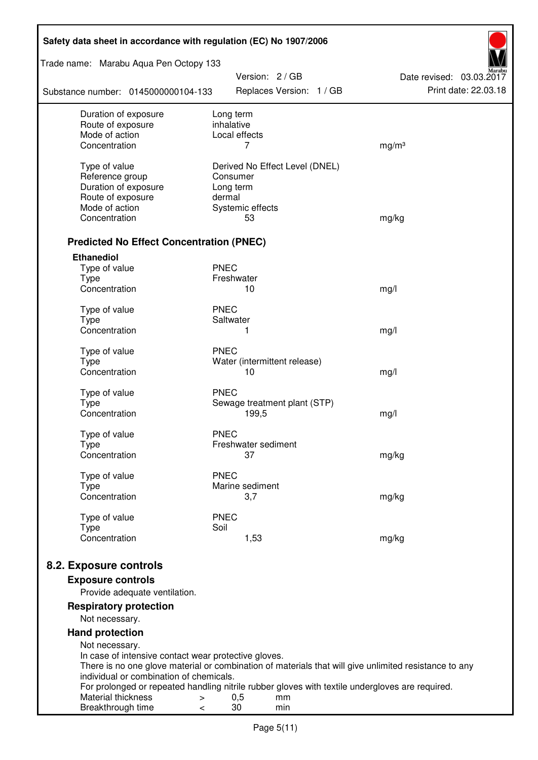| | | |
|---|---|---|
| Duration of exposure | Long term | |
| Route of exposure | inhalative | |
| Mode of action | Local effects | |
| Concentration | 7 | mg/m³ |
| | | |
| Type of value | Derived No Effect Level (DNEL) | |
| Reference group | Consumer | |
| Duration of exposure | Long term | |
| Route of exposure | dermal | |
| Mode of action | Systemic effects | |
| Concentration | 53 | mg/kg |

### Predicted No Effect Concentration (PNEC)

**Ethanediol**

| | | |
|---|---|---|
| Type of value | PNEC | |
| Type | Freshwater | |
| Concentration | 10 | mg/l |
| | | |
| Type of value | PNEC | |
| Type | Saltwater | |
| Concentration | 1 | mg/l |
| | | |
| Type of value | PNEC | |
| Type | Water (intermittent release) | |
| Concentration | 10 | mg/l |
| | | |
| Type of value | PNEC | |
| Type | Sewage treatment plant (STP) | |
| Concentration | 199,5 | mg/l |
| | | |
| Type of value | PNEC | |
| Type | Freshwater sediment | |
| Concentration | 37 | mg/kg |
| | | |
| Type of value | PNEC | |
| Type | Marine sediment | |
| Concentration | 3,7 | mg/kg |
| | | |
| Type of value | PNEC | |
| Type | Soil | |
| Concentration | 1,53 | mg/kg |

## 8.2. Exposure controls

### Exposure controls

Provide adequate ventilation.

### Respiratory protection

Not necessary.

### Hand protection

Not necessary.
In case of intensive contact wear protective gloves.
There is no one glove material or combination of materials that will give unlimited resistance to any individual or combination of chemicals.
For prolonged or repeated handling nitrile rubber gloves with textile undergloves are required.

| | | | |
|---|---|---|---|
| Material thickness | > | 0,5 | mm |
| Breakthrough time | < | 30 | min |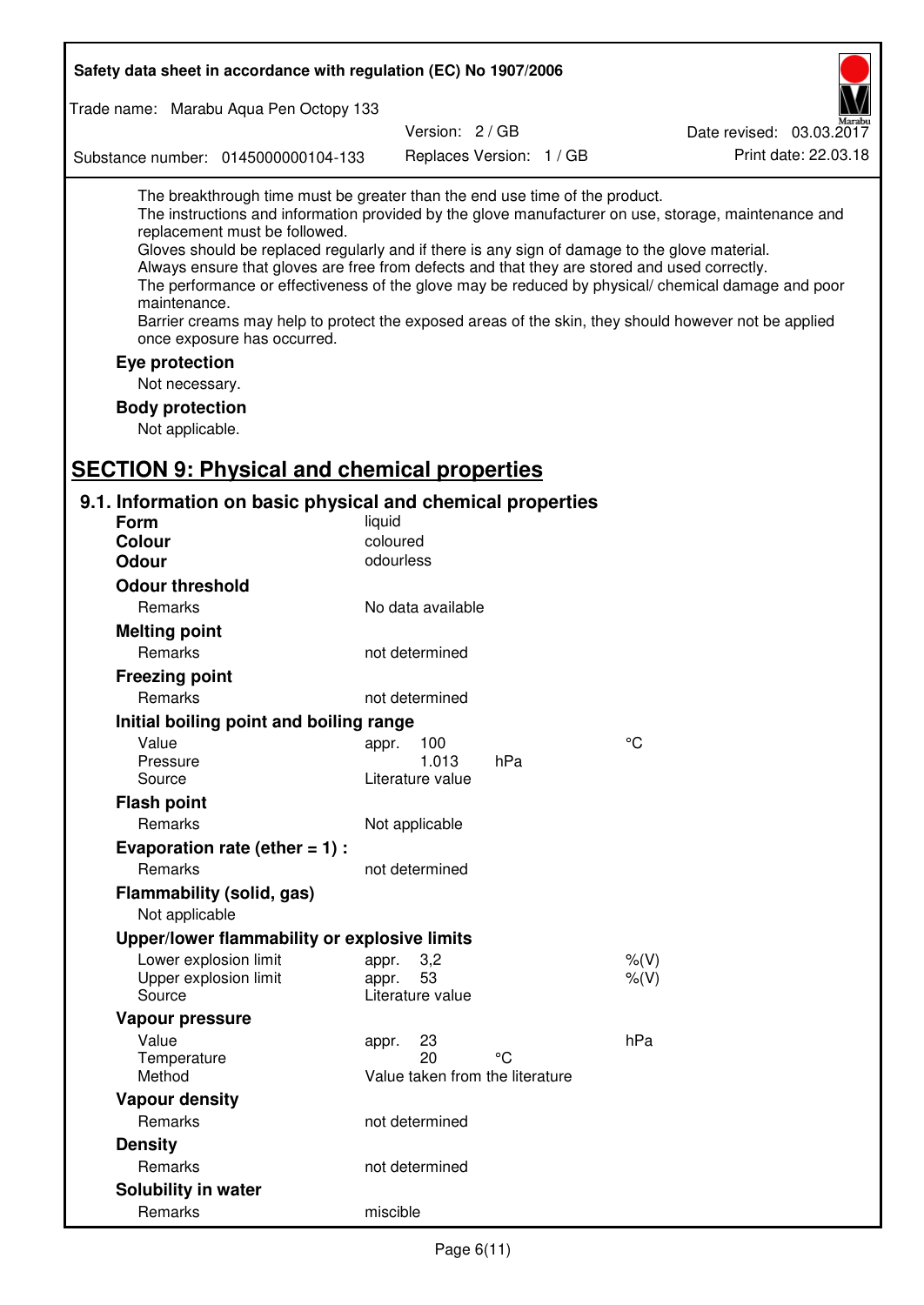The breakthrough time must be greater than the end use time of the product.
The instructions and information provided by the glove manufacturer on use, storage, maintenance and replacement must be followed.
Gloves should be replaced regularly and if there is any sign of damage to the glove material.
Always ensure that gloves are free from defects and that they are stored and used correctly.
The performance or effectiveness of the glove may be reduced by physical/ chemical damage and poor maintenance.
Barrier creams may help to protect the exposed areas of the skin, they should however not be applied once exposure has occurred.

**Eye protection**

Not necessary.

**Body protection**

Not applicable.

## SECTION 9: Physical and chemical properties

### 9.1. Information on basic physical and chemical properties

**Form** liquid

**Colour** coloured

**Odour** odourless

**Odour threshold**

| | | | |
|---|---|---|---|
| Remarks | No data available | | |

**Melting point**

| | | | |
|---|---|---|---|
| Remarks | not determined | | |

**Freezing point**

| | | | |
|---|---|---|---|
| Remarks | not determined | | |

**Initial boiling point and boiling range**

| | | | |
|---|---|---|---|
| Value | appr. 100 | | °C |
| Pressure | 1.013 | hPa | |
| Source | Literature value | | |

**Flash point**

| | | | |
|---|---|---|---|
| Remarks | Not applicable | | |

**Evaporation rate (ether = 1) :**

| | | | |
|---|---|---|---|
| Remarks | not determined | | |

**Flammability (solid, gas)**

Not applicable

**Upper/lower flammability or explosive limits**

| | | | |
|---|---|---|---|
| Lower explosion limit | appr. 3,2 | | %(V) |
| Upper explosion limit | appr. 53 | | %(V) |
| Source | Literature value | | |

**Vapour pressure**

| | | | |
|---|---|---|---|
| Value | appr. 23 | | hPa |
| Temperature | 20 | °C | |
| Method | Value taken from the literature | | |

**Vapour density**

| | | | |
|---|---|---|---|
| Remarks | not determined | | |

**Density**

| | | | |
|---|---|---|---|
| Remarks | not determined | | |

**Solubility in water**

| | | | |
|---|---|---|---|
| Remarks | miscible | | |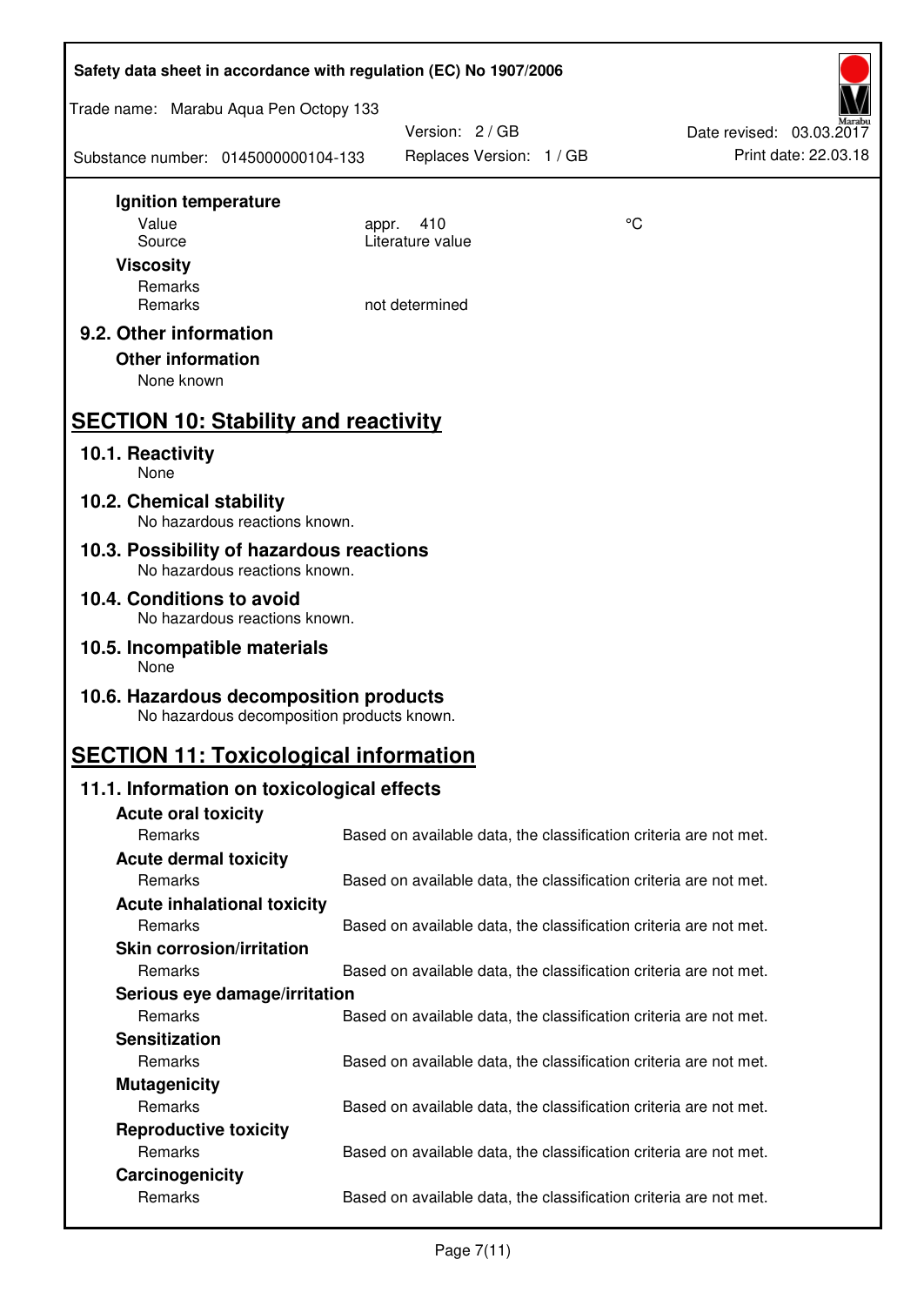**Ignition temperature**

| | | |
|---|---|---|
| Value | appr. 410 | °C |
| Source | Literature value | |

**Viscosity**

| | |
|---|---|
| Remarks | |
| Remarks | not determined |

### 9.2. Other information

**Other information**

None known

## SECTION 10: Stability and reactivity

### 10.1. Reactivity

None

### 10.2. Chemical stability

No hazardous reactions known.

### 10.3. Possibility of hazardous reactions

No hazardous reactions known.

### 10.4. Conditions to avoid

No hazardous reactions known.

### 10.5. Incompatible materials

None

### 10.6. Hazardous decomposition products

No hazardous decomposition products known.

## SECTION 11: Toxicological information

### 11.1. Information on toxicological effects

**Acute oral toxicity**

Remarks: Based on available data, the classification criteria are not met.

**Acute dermal toxicity**

Remarks: Based on available data, the classification criteria are not met.

**Acute inhalational toxicity**

Remarks: Based on available data, the classification criteria are not met.

**Skin corrosion/irritation**

Remarks: Based on available data, the classification criteria are not met.

**Serious eye damage/irritation**

Remarks: Based on available data, the classification criteria are not met.

**Sensitization**

Remarks: Based on available data, the classification criteria are not met.

**Mutagenicity**

Remarks: Based on available data, the classification criteria are not met.

**Reproductive toxicity**

Remarks: Based on available data, the classification criteria are not met.

**Carcinogenicity**

Remarks: Based on available data, the classification criteria are not met.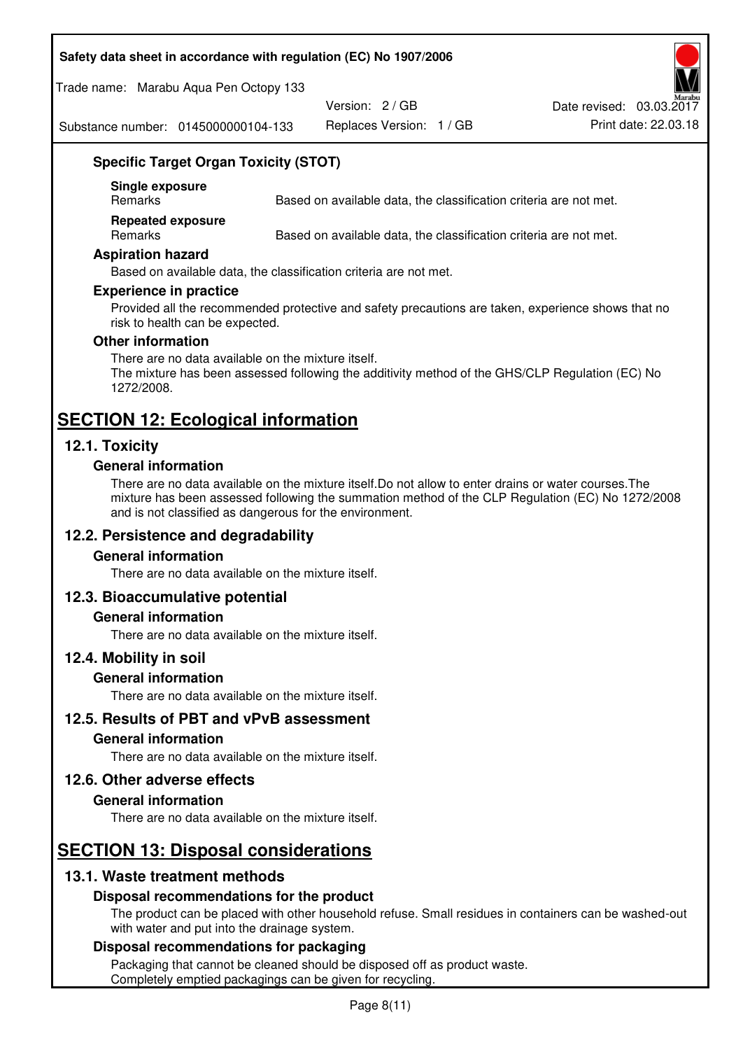### Specific Target Organ Toxicity (STOT)

**Single exposure**

| | |
|---|---|
| Remarks | Based on available data, the classification criteria are not met. |

**Repeated exposure**

| | |
|---|---|
| Remarks | Based on available data, the classification criteria are not met. |

### Aspiration hazard

Based on available data, the classification criteria are not met.

### Experience in practice

Provided all the recommended protective and safety precautions are taken, experience shows that no risk to health can be expected.

### Other information

There are no data available on the mixture itself.
The mixture has been assessed following the additivity method of the GHS/CLP Regulation (EC) No 1272/2008.

# SECTION 12: Ecological information

## 12.1. Toxicity

### General information

There are no data available on the mixture itself.Do not allow to enter drains or water courses.The mixture has been assessed following the summation method of the CLP Regulation (EC) No 1272/2008 and is not classified as dangerous for the environment.

## 12.2. Persistence and degradability

### General information

There are no data available on the mixture itself.

## 12.3. Bioaccumulative potential

### General information

There are no data available on the mixture itself.

## 12.4. Mobility in soil

### General information

There are no data available on the mixture itself.

## 12.5. Results of PBT and vPvB assessment

### General information

There are no data available on the mixture itself.

## 12.6. Other adverse effects

### General information

There are no data available on the mixture itself.

# SECTION 13: Disposal considerations

## 13.1. Waste treatment methods

### Disposal recommendations for the product

The product can be placed with other household refuse. Small residues in containers can be washed-out with water and put into the drainage system.

### Disposal recommendations for packaging

Packaging that cannot be cleaned should be disposed off as product waste.
Completely emptied packagings can be given for recycling.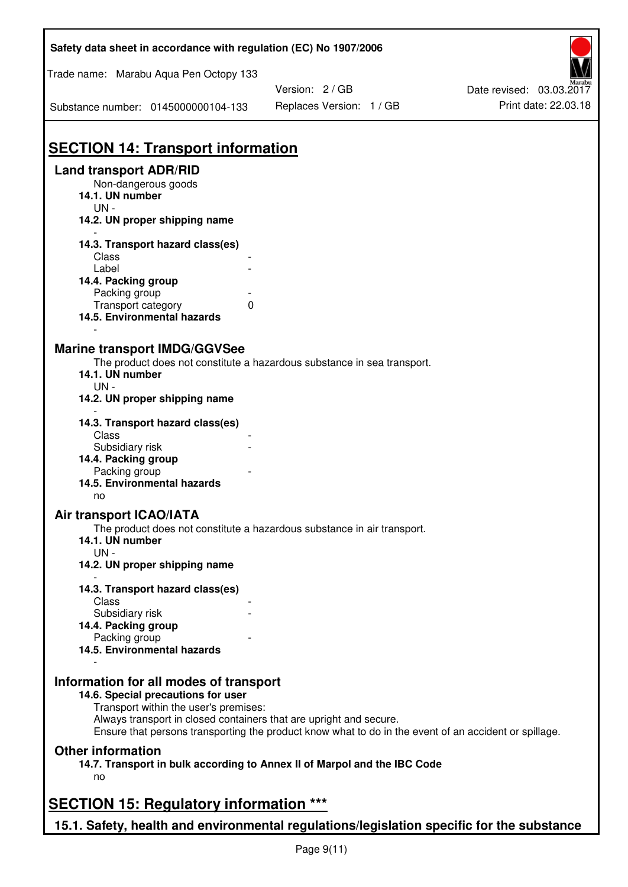# SECTION 14: Transport information

## Land transport ADR/RID

Non-dangerous goods

**14.1. UN number**

UN -

**14.2. UN proper shipping name**

-

**14.3. Transport hazard class(es)**

Class -

Label -

**14.4. Packing group**

Packing group -

Transport category 0

**14.5. Environmental hazards**

-

## Marine transport IMDG/GGVSee

The product does not constitute a hazardous substance in sea transport.

**14.1. UN number**

UN -

**14.2. UN proper shipping name**

-

**14.3. Transport hazard class(es)**

Class -

Subsidiary risk -

**14.4. Packing group**

Packing group -

**14.5. Environmental hazards**

no

## Air transport ICAO/IATA

The product does not constitute a hazardous substance in air transport.

**14.1. UN number**

UN -

**14.2. UN proper shipping name**

-

**14.3. Transport hazard class(es)**

Class -

Subsidiary risk -

**14.4. Packing group**

Packing group -

**14.5. Environmental hazards**

-

## Information for all modes of transport

**14.6. Special precautions for user**

Transport within the user's premises:
Always transport in closed containers that are upright and secure.
Ensure that persons transporting the product know what to do in the event of an accident or spillage.

## Other information

**14.7. Transport in bulk according to Annex II of Marpol and the IBC Code**

no

# SECTION 15: Regulatory information ***

## 15.1. Safety, health and environmental regulations/legislation specific for the substance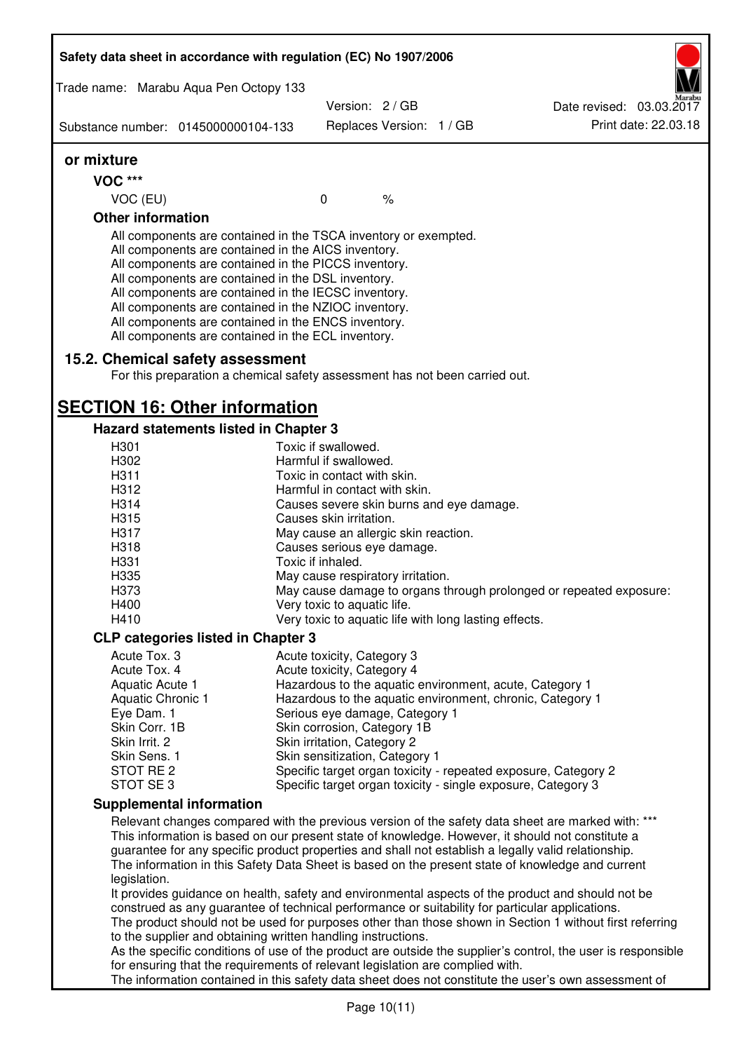### or mixture

**VOC \*\*\***

| VOC (EU) | 0 | % |
|---|---|---|

**Other information**

All components are contained in the TSCA inventory or exempted.
All components are contained in the AICS inventory.
All components are contained in the PICCS inventory.
All components are contained in the DSL inventory.
All components are contained in the IECSC inventory.
All components are contained in the NZIOC inventory.
All components are contained in the ENCS inventory.
All components are contained in the ECL inventory.

### 15.2. Chemical safety assessment

For this preparation a chemical safety assessment has not been carried out.

## SECTION 16: Other information

### Hazard statements listed in Chapter 3

| | |
|---|---|
| H301 | Toxic if swallowed. |
| H302 | Harmful if swallowed. |
| H311 | Toxic in contact with skin. |
| H312 | Harmful in contact with skin. |
| H314 | Causes severe skin burns and eye damage. |
| H315 | Causes skin irritation. |
| H317 | May cause an allergic skin reaction. |
| H318 | Causes serious eye damage. |
| H331 | Toxic if inhaled. |
| H335 | May cause respiratory irritation. |
| H373 | May cause damage to organs through prolonged or repeated exposure: |
| H400 | Very toxic to aquatic life. |
| H410 | Very toxic to aquatic life with long lasting effects. |

### CLP categories listed in Chapter 3

| | |
|---|---|
| Acute Tox. 3 | Acute toxicity, Category 3 |
| Acute Tox. 4 | Acute toxicity, Category 4 |
| Aquatic Acute 1 | Hazardous to the aquatic environment, acute, Category 1 |
| Aquatic Chronic 1 | Hazardous to the aquatic environment, chronic, Category 1 |
| Eye Dam. 1 | Serious eye damage, Category 1 |
| Skin Corr. 1B | Skin corrosion, Category 1B |
| Skin Irrit. 2 | Skin irritation, Category 2 |
| Skin Sens. 1 | Skin sensitization, Category 1 |
| STOT RE 2 | Specific target organ toxicity - repeated exposure, Category 2 |
| STOT SE 3 | Specific target organ toxicity - single exposure, Category 3 |

### Supplemental information

Relevant changes compared with the previous version of the safety data sheet are marked with: \*\*\*
This information is based on our present state of knowledge. However, it should not constitute a guarantee for any specific product properties and shall not establish a legally valid relationship.
The information in this Safety Data Sheet is based on the present state of knowledge and current legislation.
It provides guidance on health, safety and environmental aspects of the product and should not be construed as any guarantee of technical performance or suitability for particular applications.
The product should not be used for purposes other than those shown in Section 1 without first referring to the supplier and obtaining written handling instructions.
As the specific conditions of use of the product are outside the supplier's control, the user is responsible for ensuring that the requirements of relevant legislation are complied with.
The information contained in this safety data sheet does not constitute the user's own assessment of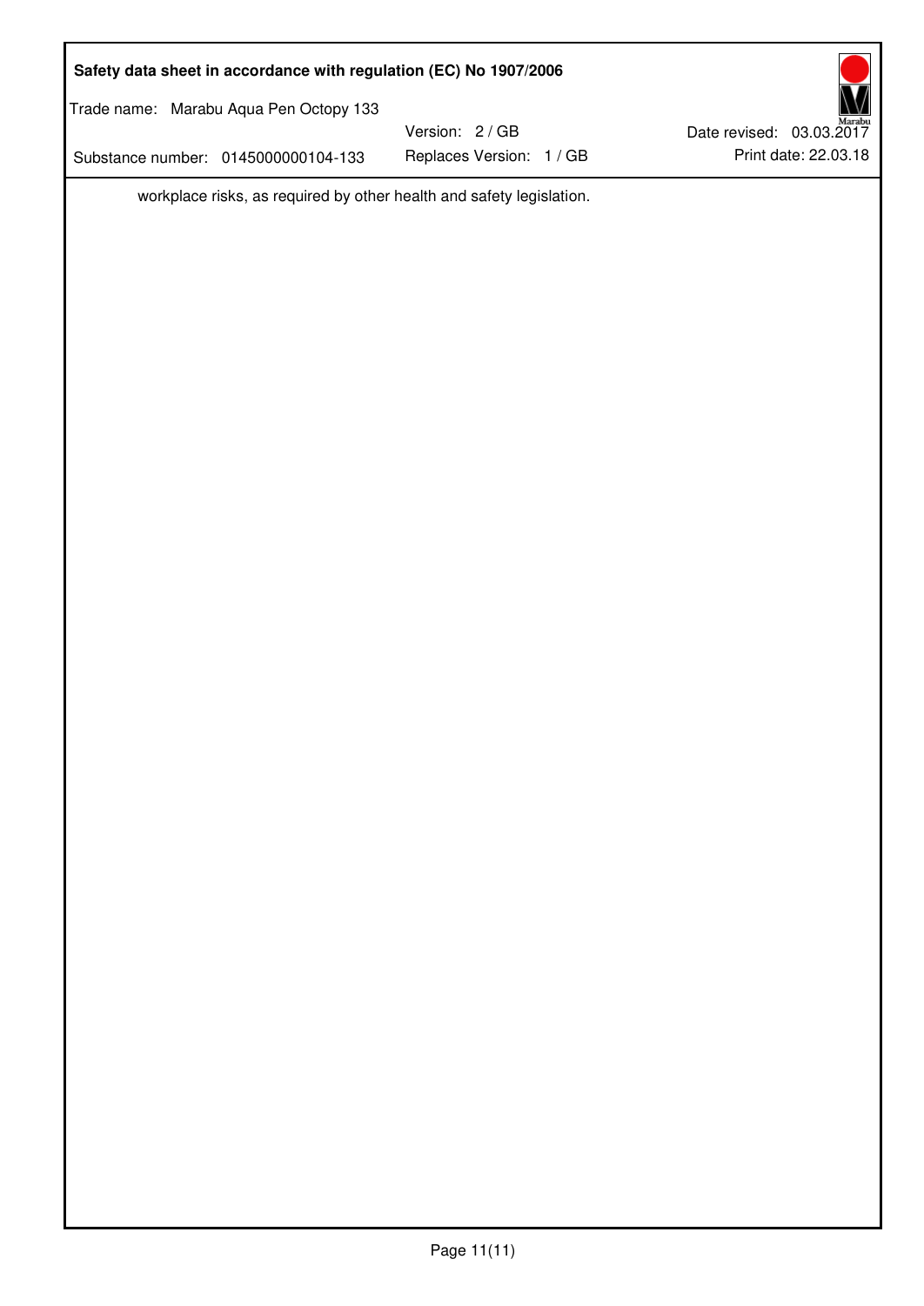workplace risks, as required by other health and safety legislation.